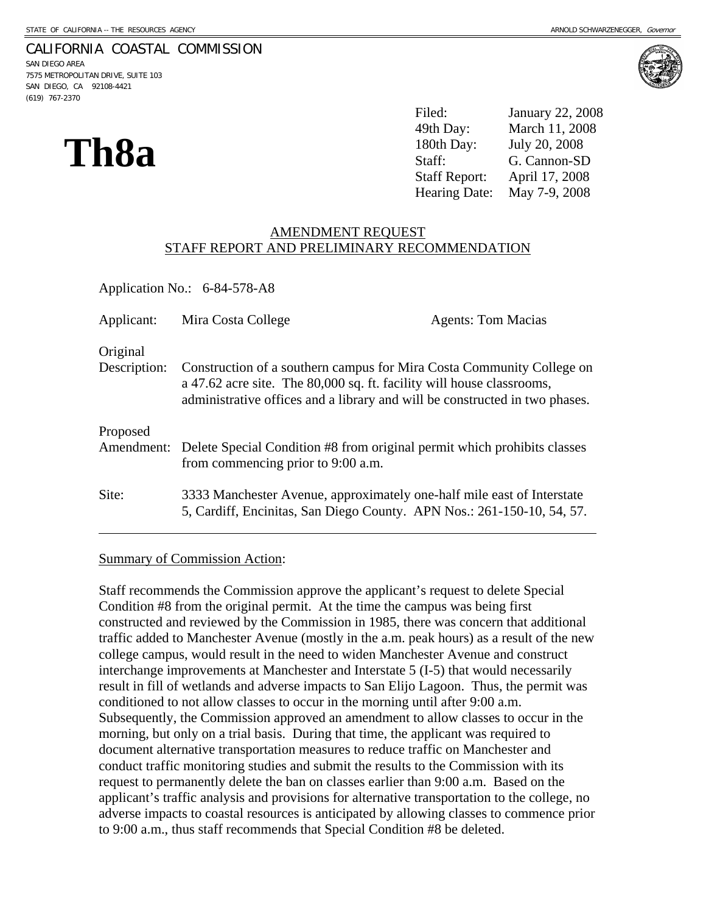STATE OF CALIFORNIA -- THE RESOURCES AGENCY | ARNOLD SCHWARZENEGGER, *Governor*

CALIFORNIA COASTAL COMMISSION
SAN DIEGO AREA
7575 METROPOLITAN DRIVE, SUITE 103
SAN DIEGO, CA 92108-4421
(619) 767-2370

# Th8a

| | |
|---|---|
| Filed: | January 22, 2008 |
| 49th Day: | March 11, 2008 |
| 180th Day: | July 20, 2008 |
| Staff: | G. Cannon-SD |
| Staff Report: | April 17, 2008 |
| Hearing Date: | May 7-9, 2008 |

## AMENDMENT REQUEST
## STAFF REPORT AND PRELIMINARY RECOMMENDATION

Application No.: 6-84-578-A8

Applicant: Mira Costa College | Agents: Tom Macias

Original Description: Construction of a southern campus for Mira Costa Community College on a 47.62 acre site. The 80,000 sq. ft. facility will house classrooms, administrative offices and a library and will be constructed in two phases.

Proposed Amendment: Delete Special Condition #8 from original permit which prohibits classes from commencing prior to 9:00 a.m.

Site: 3333 Manchester Avenue, approximately one-half mile east of Interstate 5, Cardiff, Encinitas, San Diego County. APN Nos.: 261-150-10, 54, 57.

---

Summary of Commission Action:

Staff recommends the Commission approve the applicant's request to delete Special Condition #8 from the original permit. At the time the campus was being first constructed and reviewed by the Commission in 1985, there was concern that additional traffic added to Manchester Avenue (mostly in the a.m. peak hours) as a result of the new college campus, would result in the need to widen Manchester Avenue and construct interchange improvements at Manchester and Interstate 5 (I-5) that would necessarily result in fill of wetlands and adverse impacts to San Elijo Lagoon. Thus, the permit was conditioned to not allow classes to occur in the morning until after 9:00 a.m. Subsequently, the Commission approved an amendment to allow classes to occur in the morning, but only on a trial basis. During that time, the applicant was required to document alternative transportation measures to reduce traffic on Manchester and conduct traffic monitoring studies and submit the results to the Commission with its request to permanently delete the ban on classes earlier than 9:00 a.m. Based on the applicant's traffic analysis and provisions for alternative transportation to the college, no adverse impacts to coastal resources is anticipated by allowing classes to commence prior to 9:00 a.m., thus staff recommends that Special Condition #8 be deleted.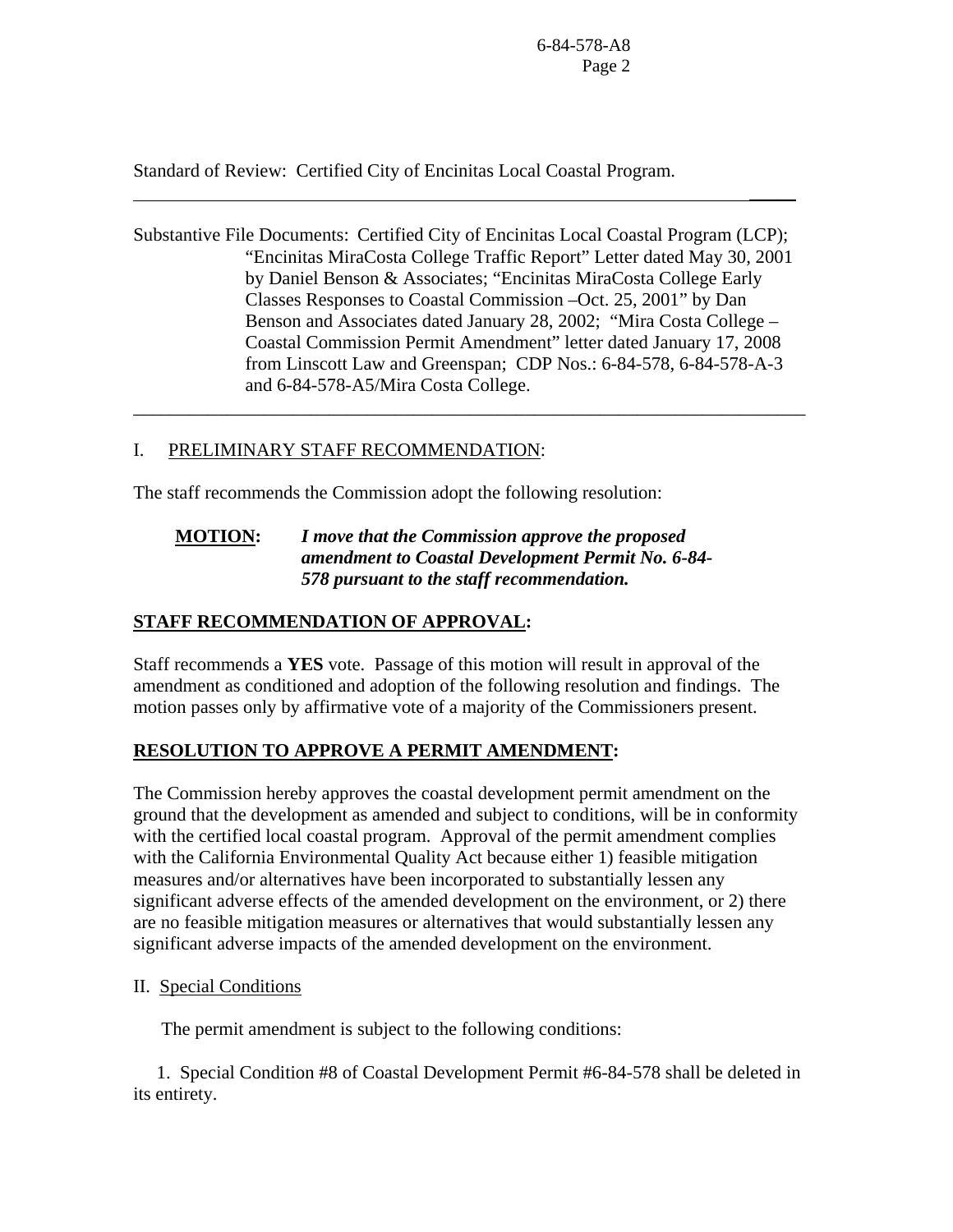Standard of Review: Certified City of Encinitas Local Coastal Program.

---

Substantive File Documents: Certified City of Encinitas Local Coastal Program (LCP); "Encinitas MiraCosta College Traffic Report" Letter dated May 30, 2001 by Daniel Benson & Associates; "Encinitas MiraCosta College Early Classes Responses to Coastal Commission –Oct. 25, 2001" by Dan Benson and Associates dated January 28, 2002; "Mira Costa College – Coastal Commission Permit Amendment" letter dated January 17, 2008 from Linscott Law and Greenspan; CDP Nos.: 6-84-578, 6-84-578-A-3 and 6-84-578-A5/Mira Costa College.

---

I. PRELIMINARY STAFF RECOMMENDATION:

The staff recommends the Commission adopt the following resolution:

**MOTION:** ***I move that the Commission approve the proposed amendment to Coastal Development Permit No. 6-84-578 pursuant to the staff recommendation.***

**STAFF RECOMMENDATION OF APPROVAL:**

Staff recommends a **YES** vote. Passage of this motion will result in approval of the amendment as conditioned and adoption of the following resolution and findings. The motion passes only by affirmative vote of a majority of the Commissioners present.

**RESOLUTION TO APPROVE A PERMIT AMENDMENT:**

The Commission hereby approves the coastal development permit amendment on the ground that the development as amended and subject to conditions, will be in conformity with the certified local coastal program. Approval of the permit amendment complies with the California Environmental Quality Act because either 1) feasible mitigation measures and/or alternatives have been incorporated to substantially lessen any significant adverse effects of the amended development on the environment, or 2) there are no feasible mitigation measures or alternatives that would substantially lessen any significant adverse impacts of the amended development on the environment.

II. Special Conditions

The permit amendment is subject to the following conditions:

1. Special Condition #8 of Coastal Development Permit #6-84-578 shall be deleted in its entirety.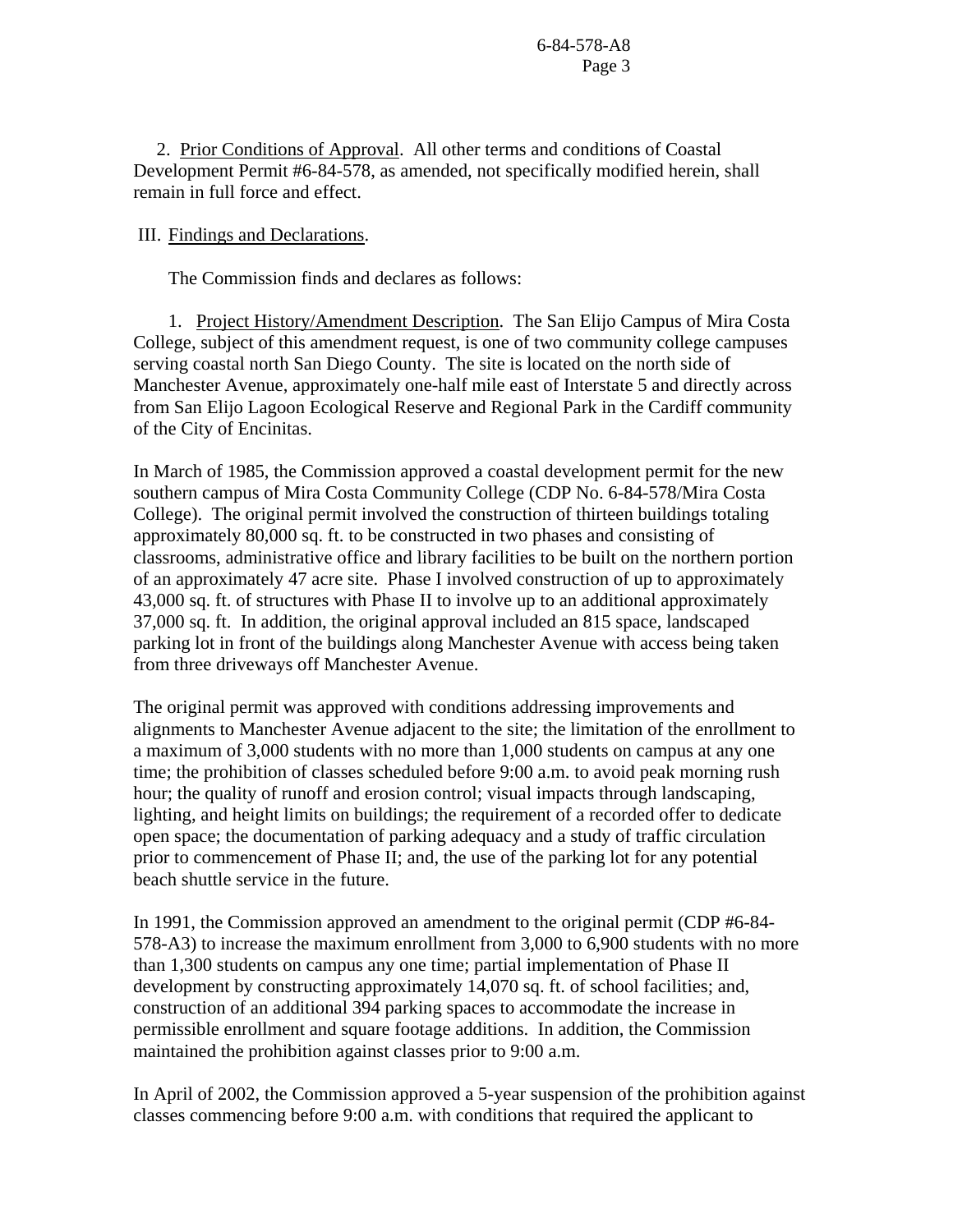2. Prior Conditions of Approval. All other terms and conditions of Coastal Development Permit #6-84-578, as amended, not specifically modified herein, shall remain in full force and effect.

III. Findings and Declarations.

The Commission finds and declares as follows:

1. Project History/Amendment Description. The San Elijo Campus of Mira Costa College, subject of this amendment request, is one of two community college campuses serving coastal north San Diego County. The site is located on the north side of Manchester Avenue, approximately one-half mile east of Interstate 5 and directly across from San Elijo Lagoon Ecological Reserve and Regional Park in the Cardiff community of the City of Encinitas.

In March of 1985, the Commission approved a coastal development permit for the new southern campus of Mira Costa Community College (CDP No. 6-84-578/Mira Costa College). The original permit involved the construction of thirteen buildings totaling approximately 80,000 sq. ft. to be constructed in two phases and consisting of classrooms, administrative office and library facilities to be built on the northern portion of an approximately 47 acre site. Phase I involved construction of up to approximately 43,000 sq. ft. of structures with Phase II to involve up to an additional approximately 37,000 sq. ft. In addition, the original approval included an 815 space, landscaped parking lot in front of the buildings along Manchester Avenue with access being taken from three driveways off Manchester Avenue.

The original permit was approved with conditions addressing improvements and alignments to Manchester Avenue adjacent to the site; the limitation of the enrollment to a maximum of 3,000 students with no more than 1,000 students on campus at any one time; the prohibition of classes scheduled before 9:00 a.m. to avoid peak morning rush hour; the quality of runoff and erosion control; visual impacts through landscaping, lighting, and height limits on buildings; the requirement of a recorded offer to dedicate open space; the documentation of parking adequacy and a study of traffic circulation prior to commencement of Phase II; and, the use of the parking lot for any potential beach shuttle service in the future.

In 1991, the Commission approved an amendment to the original permit (CDP #6-84-578-A3) to increase the maximum enrollment from 3,000 to 6,900 students with no more than 1,300 students on campus any one time; partial implementation of Phase II development by constructing approximately 14,070 sq. ft. of school facilities; and, construction of an additional 394 parking spaces to accommodate the increase in permissible enrollment and square footage additions. In addition, the Commission maintained the prohibition against classes prior to 9:00 a.m.

In April of 2002, the Commission approved a 5-year suspension of the prohibition against classes commencing before 9:00 a.m. with conditions that required the applicant to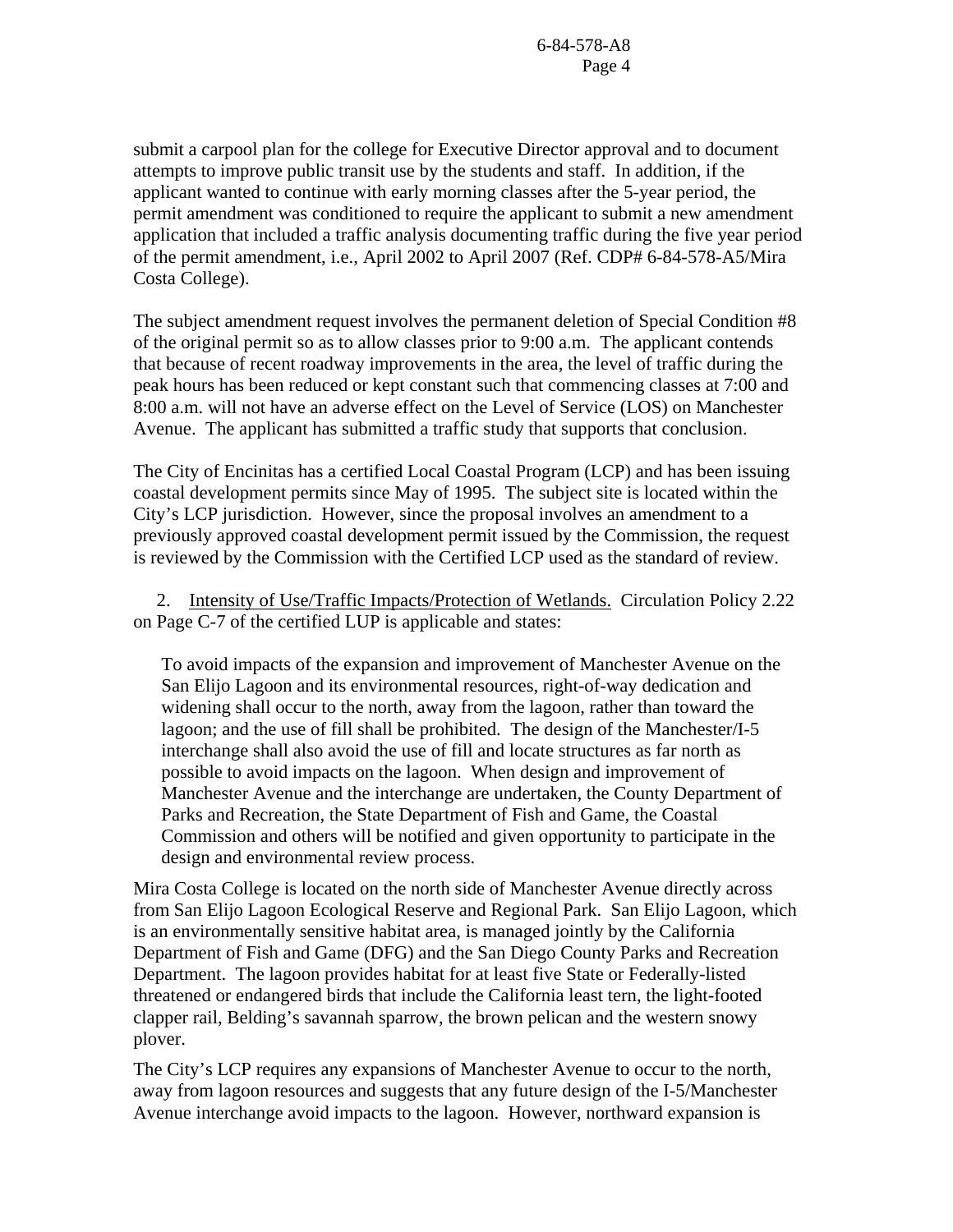submit a carpool plan for the college for Executive Director approval and to document attempts to improve public transit use by the students and staff. In addition, if the applicant wanted to continue with early morning classes after the 5-year period, the permit amendment was conditioned to require the applicant to submit a new amendment application that included a traffic analysis documenting traffic during the five year period of the permit amendment, i.e., April 2002 to April 2007 (Ref. CDP# 6-84-578-A5/Mira Costa College).

The subject amendment request involves the permanent deletion of Special Condition #8 of the original permit so as to allow classes prior to 9:00 a.m. The applicant contends that because of recent roadway improvements in the area, the level of traffic during the peak hours has been reduced or kept constant such that commencing classes at 7:00 and 8:00 a.m. will not have an adverse effect on the Level of Service (LOS) on Manchester Avenue. The applicant has submitted a traffic study that supports that conclusion.

The City of Encinitas has a certified Local Coastal Program (LCP) and has been issuing coastal development permits since May of 1995. The subject site is located within the City's LCP jurisdiction. However, since the proposal involves an amendment to a previously approved coastal development permit issued by the Commission, the request is reviewed by the Commission with the Certified LCP used as the standard of review.

2. Intensity of Use/Traffic Impacts/Protection of Wetlands. Circulation Policy 2.22 on Page C-7 of the certified LUP is applicable and states:

> To avoid impacts of the expansion and improvement of Manchester Avenue on the San Elijo Lagoon and its environmental resources, right-of-way dedication and widening shall occur to the north, away from the lagoon, rather than toward the lagoon; and the use of fill shall be prohibited. The design of the Manchester/I-5 interchange shall also avoid the use of fill and locate structures as far north as possible to avoid impacts on the lagoon. When design and improvement of Manchester Avenue and the interchange are undertaken, the County Department of Parks and Recreation, the State Department of Fish and Game, the Coastal Commission and others will be notified and given opportunity to participate in the design and environmental review process.

Mira Costa College is located on the north side of Manchester Avenue directly across from San Elijo Lagoon Ecological Reserve and Regional Park. San Elijo Lagoon, which is an environmentally sensitive habitat area, is managed jointly by the California Department of Fish and Game (DFG) and the San Diego County Parks and Recreation Department. The lagoon provides habitat for at least five State or Federally-listed threatened or endangered birds that include the California least tern, the light-footed clapper rail, Belding's savannah sparrow, the brown pelican and the western snowy plover.

The City's LCP requires any expansions of Manchester Avenue to occur to the north, away from lagoon resources and suggests that any future design of the I-5/Manchester Avenue interchange avoid impacts to the lagoon. However, northward expansion is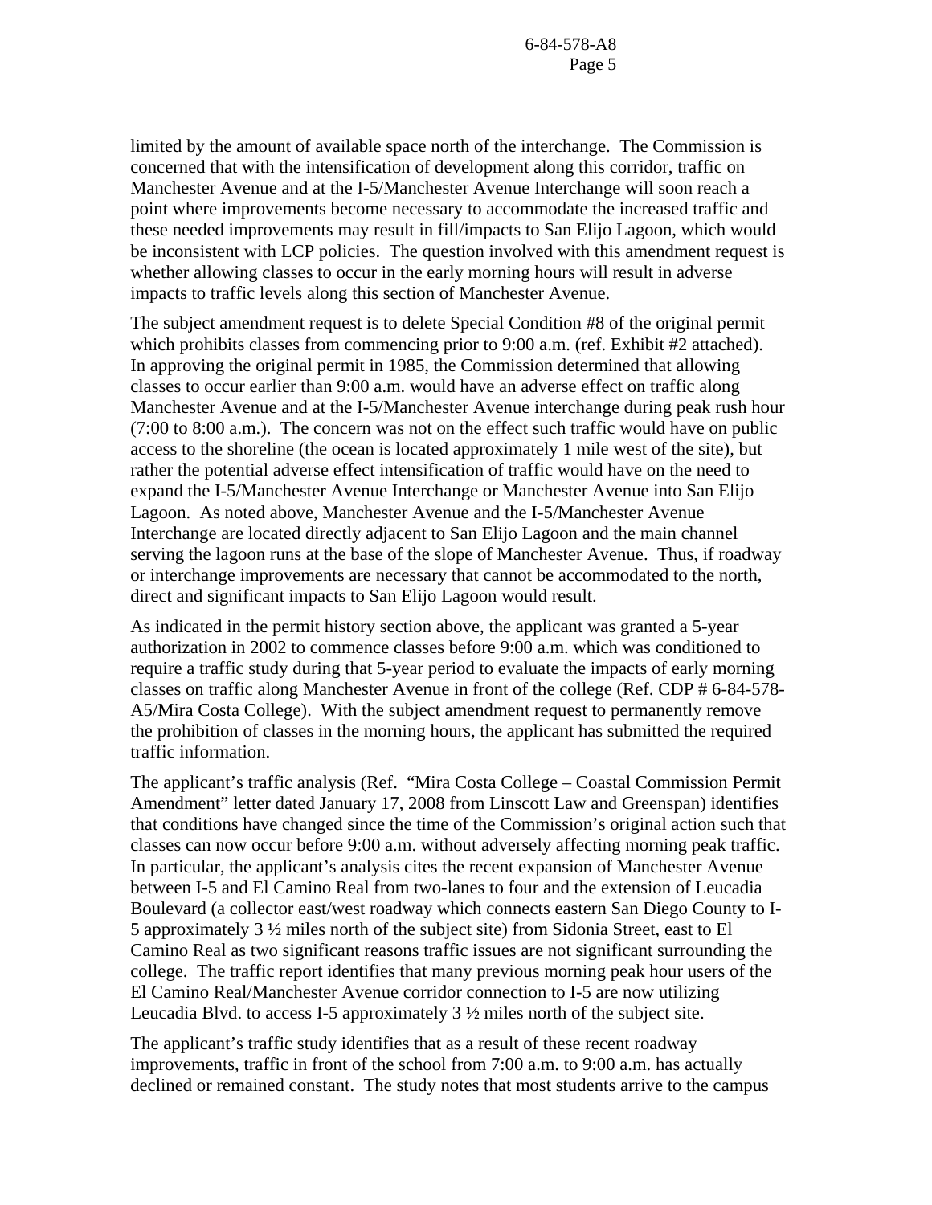limited by the amount of available space north of the interchange. The Commission is concerned that with the intensification of development along this corridor, traffic on Manchester Avenue and at the I-5/Manchester Avenue Interchange will soon reach a point where improvements become necessary to accommodate the increased traffic and these needed improvements may result in fill/impacts to San Elijo Lagoon, which would be inconsistent with LCP policies. The question involved with this amendment request is whether allowing classes to occur in the early morning hours will result in adverse impacts to traffic levels along this section of Manchester Avenue.

The subject amendment request is to delete Special Condition #8 of the original permit which prohibits classes from commencing prior to 9:00 a.m. (ref. Exhibit #2 attached). In approving the original permit in 1985, the Commission determined that allowing classes to occur earlier than 9:00 a.m. would have an adverse effect on traffic along Manchester Avenue and at the I-5/Manchester Avenue interchange during peak rush hour (7:00 to 8:00 a.m.). The concern was not on the effect such traffic would have on public access to the shoreline (the ocean is located approximately 1 mile west of the site), but rather the potential adverse effect intensification of traffic would have on the need to expand the I-5/Manchester Avenue Interchange or Manchester Avenue into San Elijo Lagoon. As noted above, Manchester Avenue and the I-5/Manchester Avenue Interchange are located directly adjacent to San Elijo Lagoon and the main channel serving the lagoon runs at the base of the slope of Manchester Avenue. Thus, if roadway or interchange improvements are necessary that cannot be accommodated to the north, direct and significant impacts to San Elijo Lagoon would result.

As indicated in the permit history section above, the applicant was granted a 5-year authorization in 2002 to commence classes before 9:00 a.m. which was conditioned to require a traffic study during that 5-year period to evaluate the impacts of early morning classes on traffic along Manchester Avenue in front of the college (Ref. CDP # 6-84-578-A5/Mira Costa College). With the subject amendment request to permanently remove the prohibition of classes in the morning hours, the applicant has submitted the required traffic information.

The applicant's traffic analysis (Ref. "Mira Costa College – Coastal Commission Permit Amendment" letter dated January 17, 2008 from Linscott Law and Greenspan) identifies that conditions have changed since the time of the Commission's original action such that classes can now occur before 9:00 a.m. without adversely affecting morning peak traffic. In particular, the applicant's analysis cites the recent expansion of Manchester Avenue between I-5 and El Camino Real from two-lanes to four and the extension of Leucadia Boulevard (a collector east/west roadway which connects eastern San Diego County to I-5 approximately 3 ½ miles north of the subject site) from Sidonia Street, east to El Camino Real as two significant reasons traffic issues are not significant surrounding the college. The traffic report identifies that many previous morning peak hour users of the El Camino Real/Manchester Avenue corridor connection to I-5 are now utilizing Leucadia Blvd. to access I-5 approximately 3 ½ miles north of the subject site.

The applicant's traffic study identifies that as a result of these recent roadway improvements, traffic in front of the school from 7:00 a.m. to 9:00 a.m. has actually declined or remained constant. The study notes that most students arrive to the campus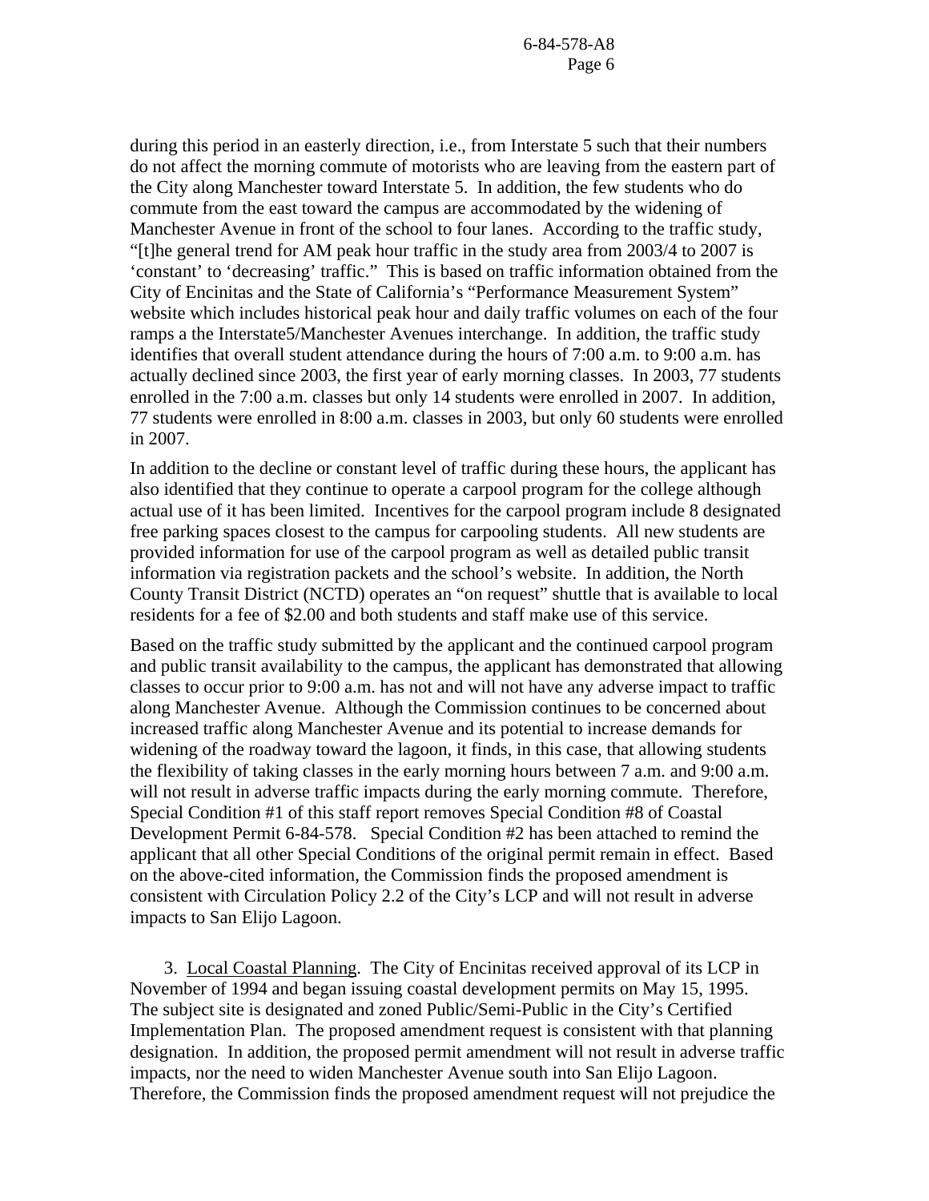during this period in an easterly direction, i.e., from Interstate 5 such that their numbers do not affect the morning commute of motorists who are leaving from the eastern part of the City along Manchester toward Interstate 5. In addition, the few students who do commute from the east toward the campus are accommodated by the widening of Manchester Avenue in front of the school to four lanes. According to the traffic study, "[t]he general trend for AM peak hour traffic in the study area from 2003/4 to 2007 is 'constant' to 'decreasing' traffic." This is based on traffic information obtained from the City of Encinitas and the State of California's "Performance Measurement System" website which includes historical peak hour and daily traffic volumes on each of the four ramps a the Interstate5/Manchester Avenues interchange. In addition, the traffic study identifies that overall student attendance during the hours of 7:00 a.m. to 9:00 a.m. has actually declined since 2003, the first year of early morning classes. In 2003, 77 students enrolled in the 7:00 a.m. classes but only 14 students were enrolled in 2007. In addition, 77 students were enrolled in 8:00 a.m. classes in 2003, but only 60 students were enrolled in 2007.

In addition to the decline or constant level of traffic during these hours, the applicant has also identified that they continue to operate a carpool program for the college although actual use of it has been limited. Incentives for the carpool program include 8 designated free parking spaces closest to the campus for carpooling students. All new students are provided information for use of the carpool program as well as detailed public transit information via registration packets and the school's website. In addition, the North County Transit District (NCTD) operates an "on request" shuttle that is available to local residents for a fee of $2.00 and both students and staff make use of this service.

Based on the traffic study submitted by the applicant and the continued carpool program and public transit availability to the campus, the applicant has demonstrated that allowing classes to occur prior to 9:00 a.m. has not and will not have any adverse impact to traffic along Manchester Avenue. Although the Commission continues to be concerned about increased traffic along Manchester Avenue and its potential to increase demands for widening of the roadway toward the lagoon, it finds, in this case, that allowing students the flexibility of taking classes in the early morning hours between 7 a.m. and 9:00 a.m. will not result in adverse traffic impacts during the early morning commute. Therefore, Special Condition #1 of this staff report removes Special Condition #8 of Coastal Development Permit 6-84-578. Special Condition #2 has been attached to remind the applicant that all other Special Conditions of the original permit remain in effect. Based on the above-cited information, the Commission finds the proposed amendment is consistent with Circulation Policy 2.2 of the City's LCP and will not result in adverse impacts to San Elijo Lagoon.

3. Local Coastal Planning. The City of Encinitas received approval of its LCP in November of 1994 and began issuing coastal development permits on May 15, 1995. The subject site is designated and zoned Public/Semi-Public in the City's Certified Implementation Plan. The proposed amendment request is consistent with that planning designation. In addition, the proposed permit amendment will not result in adverse traffic impacts, nor the need to widen Manchester Avenue south into San Elijo Lagoon. Therefore, the Commission finds the proposed amendment request will not prejudice the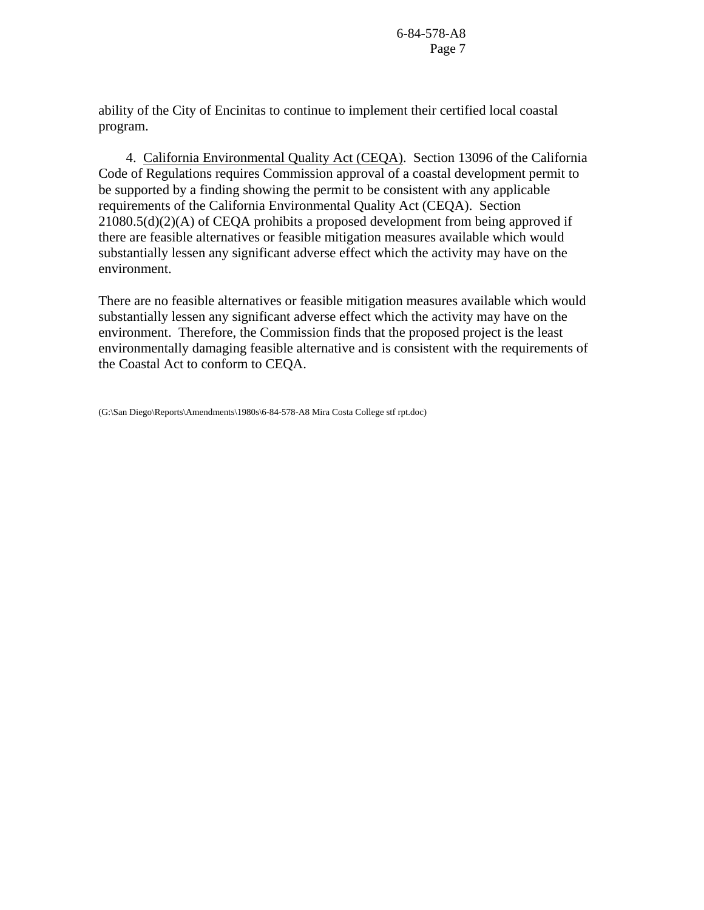ability of the City of Encinitas to continue to implement their certified local coastal program.

4. California Environmental Quality Act (CEQA). Section 13096 of the California Code of Regulations requires Commission approval of a coastal development permit to be supported by a finding showing the permit to be consistent with any applicable requirements of the California Environmental Quality Act (CEQA). Section 21080.5(d)(2)(A) of CEQA prohibits a proposed development from being approved if there are feasible alternatives or feasible mitigation measures available which would substantially lessen any significant adverse effect which the activity may have on the environment.

There are no feasible alternatives or feasible mitigation measures available which would substantially lessen any significant adverse effect which the activity may have on the environment. Therefore, the Commission finds that the proposed project is the least environmentally damaging feasible alternative and is consistent with the requirements of the Coastal Act to conform to CEQA.

(G:\San Diego\Reports\Amendments\1980s\6-84-578-A8 Mira Costa College stf rpt.doc)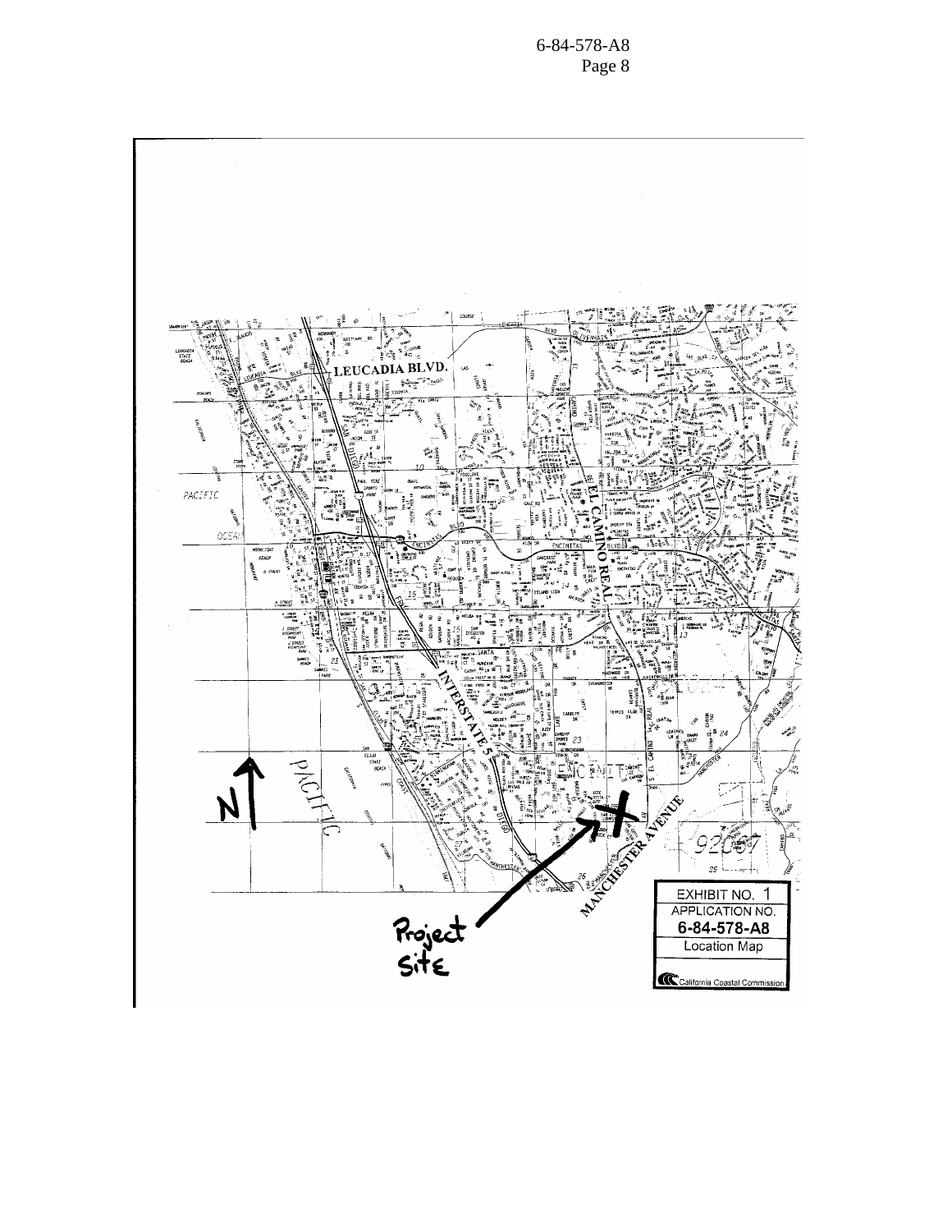EXHIBIT NO. 1

APPLICATION NO.

**6-84-578-A8**

Location Map

California Coastal Commission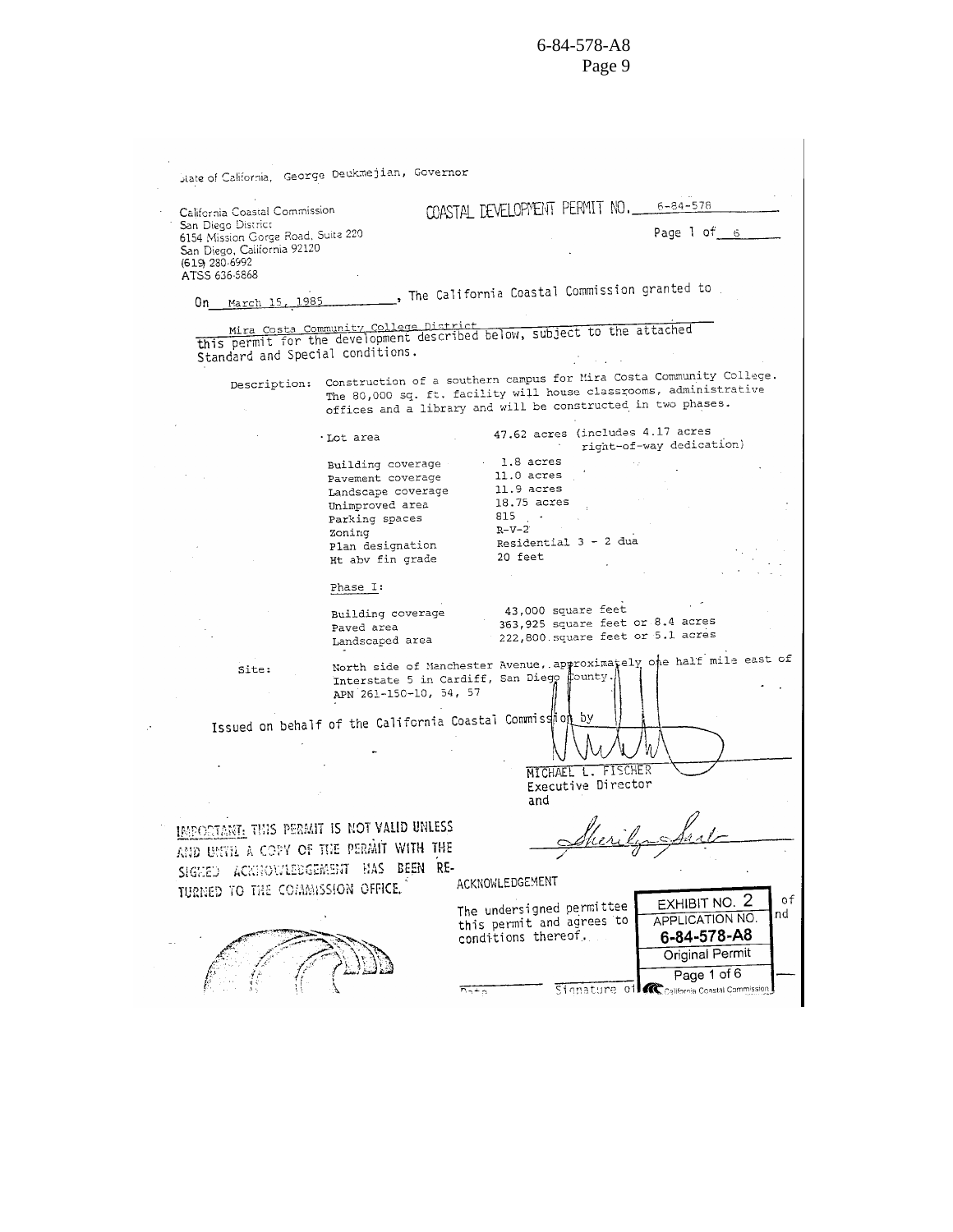State of California, George Deukmejian, Governor

California Coastal Commission
San Diego District
6154 Mission Gorge Road, Suite 220
San Diego, California 92120
(619) 280-6992
ATSS 636-5868

COASTAL DEVELOPMENT PERMIT NO. 6-84-578

Page 1 of 6

On March 15, 1985, The California Coastal Commission granted to Mira Costa Community College District this permit for the development described below, subject to the attached Standard and Special conditions.

Description: Construction of a southern campus for Mira Costa Community College. The 80,000 sq. ft. facility will house classrooms, administrative offices and a library and will be constructed in two phases.

| | |
|---|---|
| Lot area | 47.62 acres (includes 4.17 acres right-of-way dedication) |
| Building coverage | 1.8 acres |
| Pavement coverage | 11.0 acres |
| Landscape coverage | 11.9 acres |
| Unimproved area | 18.75 acres |
| Parking spaces | 815 |
| Zoning | R-V-2 |
| Plan designation | Residential 3 - 2 dua |
| Ht abv fin grade | 20 feet |

Phase I:

| | |
|---|---|
| Building coverage | 43,000 square feet |
| Paved area | 363,925 square feet or 8.4 acres |
| Landscaped area | 222,800 square feet or 5.1 acres |

Site: North side of Manchester Avenue, approximately one half mile east of Interstate 5 in Cardiff, San Diego County. APN 261-150-10, 54, 57

Issued on behalf of the California Coastal Commission by

MICHAEL L. FISCHER
Executive Director
and

IMPORTANT: THIS PERMIT IS NOT VALID UNLESS AND UNTIL A COPY OF THE PERMIT WITH THE SIGNED ACKNOWLEDGEMENT HAS BEEN RETURNED TO THE COMMISSION OFFICE.

ACKNOWLEDGEMENT

The undersigned permittee acknowledges receipt of this permit and agrees to abide by all terms and conditions thereof.

Date ______ Signature of Permittee ______

EXHIBIT NO. 2
APPLICATION NO.
6-84-578-A8
Original Permit
Page 1 of 6
California Coastal Commission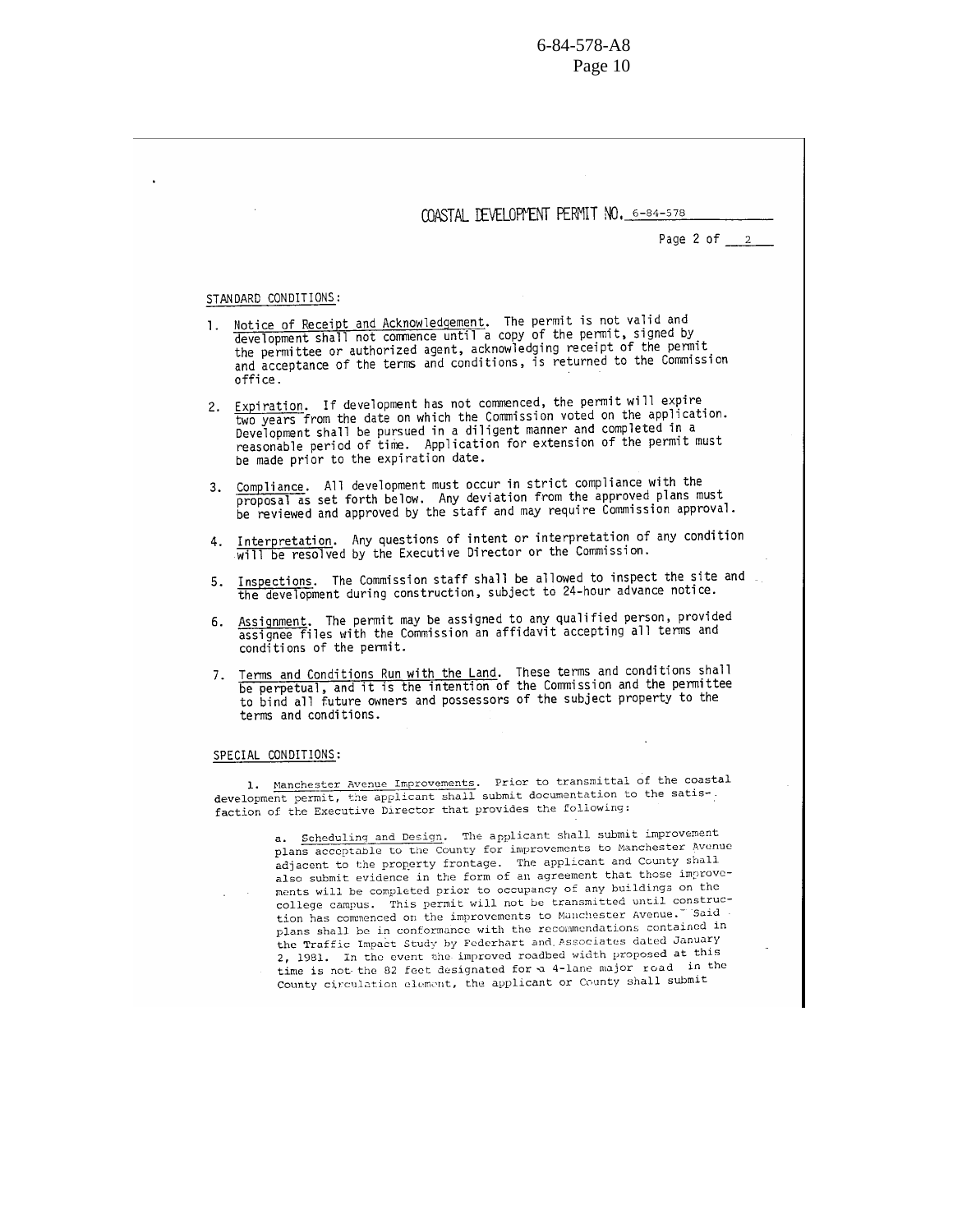COASTAL DEVELOPMENT PERMIT NO. 6-84-578

Page 2 of 2

STANDARD CONDITIONS:

1. Notice of Receipt and Acknowledgement. The permit is not valid and development shall not commence until a copy of the permit, signed by the permittee or authorized agent, acknowledging receipt of the permit and acceptance of the terms and conditions, is returned to the Commission office.

2. Expiration. If development has not commenced, the permit will expire two years from the date on which the Commission voted on the application. Development shall be pursued in a diligent manner and completed in a reasonable period of time. Application for extension of the permit must be made prior to the expiration date.

3. Compliance. All development must occur in strict compliance with the proposal as set forth below. Any deviation from the approved plans must be reviewed and approved by the staff and may require Commission approval.

4. Interpretation. Any questions of intent or interpretation of any condition will be resolved by the Executive Director or the Commission.

5. Inspections. The Commission staff shall be allowed to inspect the site and the development during construction, subject to 24-hour advance notice.

6. Assignment. The permit may be assigned to any qualified person, provided assignee files with the Commission an affidavit accepting all terms and conditions of the permit.

7. Terms and Conditions Run with the Land. These terms and conditions shall be perpetual, and it is the intention of the Commission and the permittee to bind all future owners and possessors of the subject property to the terms and conditions.

SPECIAL CONDITIONS:

1. Manchester Avenue Improvements. Prior to transmittal of the coastal development permit, the applicant shall submit documentation to the satisfaction of the Executive Director that provides the following:

a. Scheduling and Design. The applicant shall submit improvement plans acceptable to the County for improvements to Manchester Avenue adjacent to the property frontage. The applicant and County shall also submit evidence in the form of an agreement that those improvements will be completed prior to occupancy of any buildings on the college campus. This permit will not be transmitted until construction has commenced on the improvements to Manchester Avenue. Said plans shall be in conformance with the recommendations contained in the Traffic Impact Study by Federhart and Associates dated January 2, 1981. In the event the improved roadbed width proposed at this time is not the 82 feet designated for a 4-lane major road in the County circulation element, the applicant or County shall submit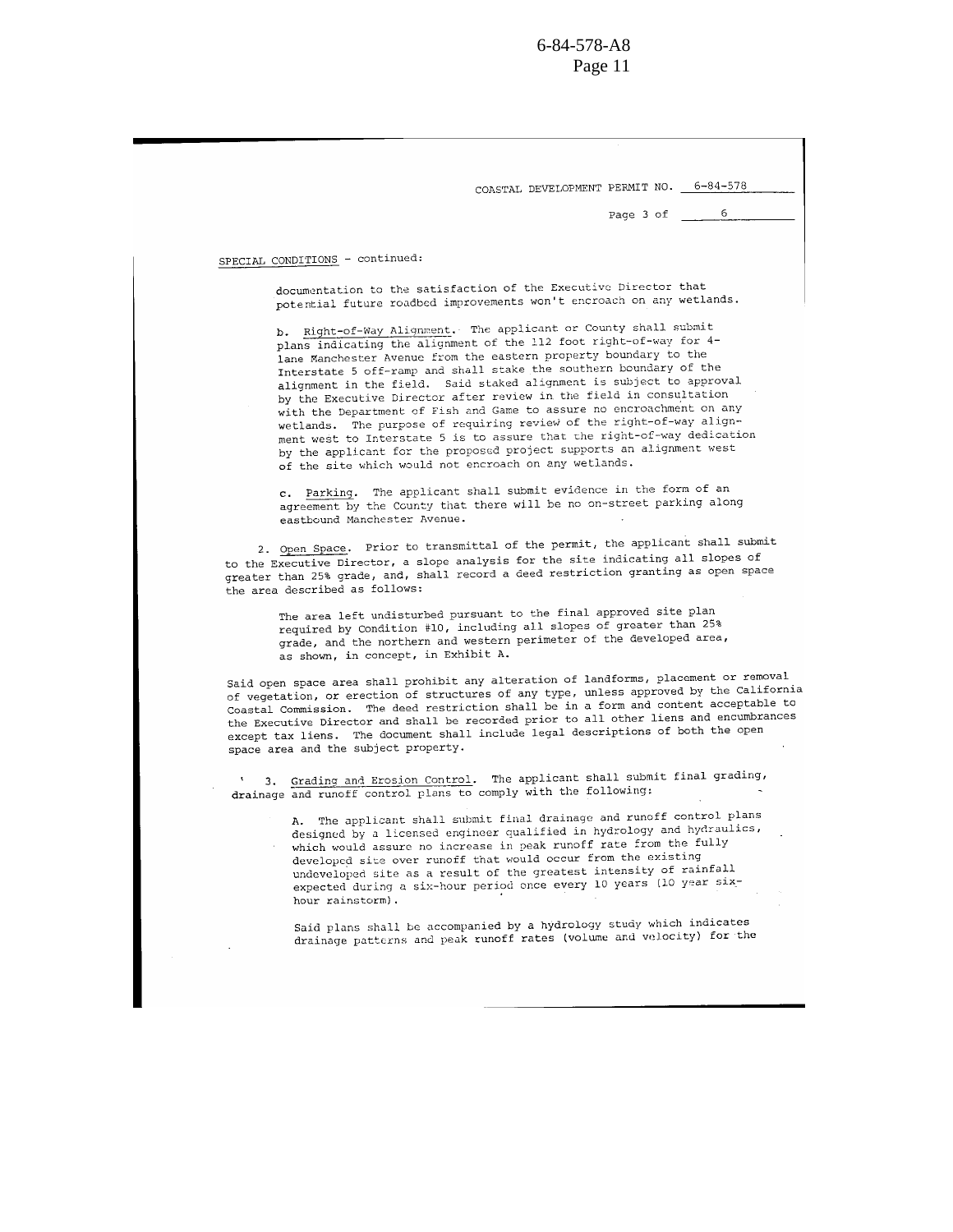COASTAL DEVELOPMENT PERMIT NO. 6-84-578

Page 3 of 6

SPECIAL CONDITIONS - continued:

documentation to the satisfaction of the Executive Director that potential future roadbed improvements won't encroach on any wetlands.

b. Right-of-Way Alignment. The applicant or County shall submit plans indicating the alignment of the 112 foot right-of-way for 4-lane Manchester Avenue from the eastern property boundary to the Interstate 5 off-ramp and shall stake the southern boundary of the alignment in the field. Said staked alignment is subject to approval by the Executive Director after review in the field in consultation with the Department of Fish and Game to assure no encroachment on any wetlands. The purpose of requiring review of the right-of-way alignment west to Interstate 5 is to assure that the right-of-way dedication by the applicant for the proposed project supports an alignment west of the site which would not encroach on any wetlands.

c. Parking. The applicant shall submit evidence in the form of an agreement by the County that there will be no on-street parking along eastbound Manchester Avenue.

2. Open Space. Prior to transmittal of the permit, the applicant shall submit to the Executive Director, a slope analysis for the site indicating all slopes of greater than 25% grade, and, shall record a deed restriction granting as open space the area described as follows:

> The area left undisturbed pursuant to the final approved site plan required by Condition #10, including all slopes of greater than 25% grade, and the northern and western perimeter of the developed area, as shown, in concept, in Exhibit A.

Said open space area shall prohibit any alteration of landforms, placement or removal of vegetation, or erection of structures of any type, unless approved by the California Coastal Commission. The deed restriction shall be in a form and content acceptable to the Executive Director and shall be recorded prior to all other liens and encumbrances except tax liens. The document shall include legal descriptions of both the open space area and the subject property.

3. Grading and Erosion Control. The applicant shall submit final grading, drainage and runoff control plans to comply with the following:

A. The applicant shall submit final drainage and runoff control plans designed by a licensed engineer qualified in hydrology and hydraulics, which would assure no increase in peak runoff rate from the fully developed site over runoff that would occur from the existing undeveloped site as a result of the greatest intensity of rainfall expected during a six-hour period once every 10 years (10 year six-hour rainstorm).

Said plans shall be accompanied by a hydrology study which indicates drainage patterns and peak runoff rates (volume and velocity) for the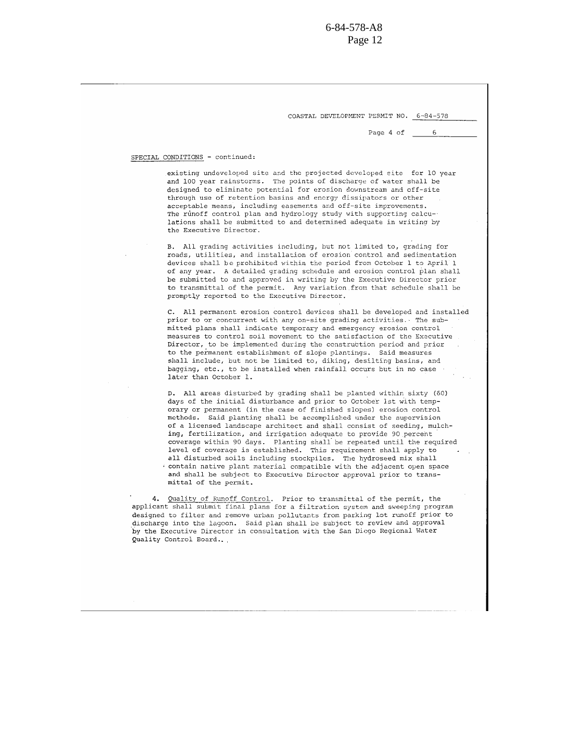COASTAL DEVELOPMENT PERMIT NO. 6-84-578

Page 4 of 6

SPECIAL CONDITIONS - continued:

existing undeveloped site and the projected developed site for 10 year and 100 year rainstorms. The points of discharge of water shall be designed to eliminate potential for erosion downstream and off-site through use of retention basins and energy dissipators or other acceptable means, including easements and off-site improvements. The runoff control plan and hydrology study with supporting calculations shall be submitted to and determined adequate in writing by the Executive Director.

B. All grading activities including, but not limited to, grading for roads, utilities, and installation of erosion control and sedimentation devices shall be prohibited within the period from October 1 to April 1 of any year. A detailed grading schedule and erosion control plan shall be submitted to and approved in writing by the Executive Director prior to transmittal of the permit. Any variation from that schedule shall be promptly reported to the Executive Director.

C. All permanent erosion control devices shall be developed and installed prior to or concurrent with any on-site grading activities. The submitted plans shall indicate temporary and emergency erosion control measures to control soil movement to the satisfaction of the Executive Director, to be implemented during the construction period and prior to the permanent establishment of slope plantings. Said measures shall include, but not be limited to, diking, desilting basins, and bagging, etc., to be installed when rainfall occurs but in no case later than October 1.

D. All areas disturbed by grading shall be planted within sixty (60) days of the initial disturbance and prior to October 1st with temporary or permanent (in the case of finished slopes) erosion control methods. Said planting shall be accomplished under the supervision of a licensed landscape architect and shall consist of seeding, mulching, fertilization, and irrigation adequate to provide 90 percent coverage within 90 days. Planting shall be repeated until the required level of coverage is established. This requirement shall apply to all disturbed soils including stockpiles. The hydroseed mix shall contain native plant material compatible with the adjacent open space and shall be subject to Executive Director approval prior to transmittal of the permit.

4. Quality of Runoff Control. Prior to transmittal of the permit, the applicant shall submit final plans for a filtration system and sweeping program designed to filter and remove urban pollutants from parking lot runoff prior to discharge into the lagoon. Said plan shall be subject to review and approval by the Executive Director in consultation with the San Diego Regional Water Quality Control Board..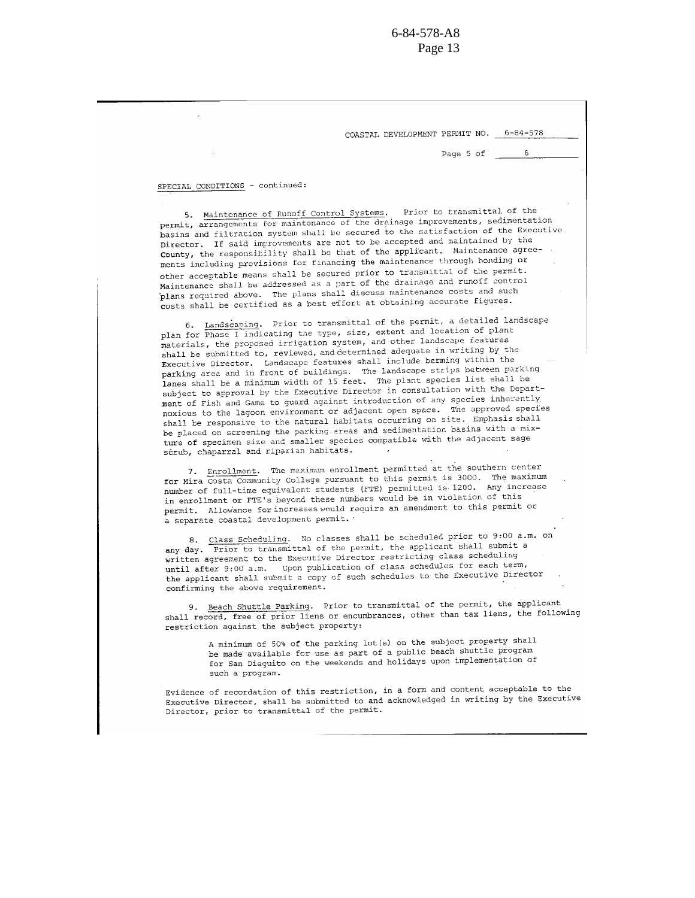COASTAL DEVELOPMENT PERMIT NO. 6-84-578

Page 5 of 6

SPECIAL CONDITIONS - continued:

5. Maintenance of Runoff Control Systems. Prior to transmittal of the permit, arrangements for maintenance of the drainage improvements, sedimentation basins and filtration system shall be secured to the satisfaction of the Executive Director. If said improvements are not to be accepted and maintained by the County, the responsibility shall be that of the applicant. Maintenance agreements including provisions for financing the maintenance through bonding or other acceptable means shall be secured prior to transmittal of the permit. Maintenance shall be addressed as a part of the drainage and runoff control plans required above. The plans shall discuss maintenance costs and such costs shall be certified as a best effort at obtaining accurate figures.

6. Landscaping. Prior to transmittal of the permit, a detailed landscape plan for Phase I indicating the type, size, extent and location of plant materials, the proposed irrigation system, and other landscape features shall be submitted to, reviewed, and determined adequate in writing by the Executive Director. Landscape features shall include berming within the parking area and in front of buildings. The landscape strips between parking lanes shall be a minimum width of 15 feet. The plant species list shall be subject to approval by the Executive Director in consultation with the Department of Fish and Game to guard against introduction of any species inherently noxious to the lagoon environment or adjacent open space. The approved species shall be responsive to the natural habitats occurring on site. Emphasis shall be placed on screening the parking areas and sedimentation basins with a mixture of specimen size and smaller species compatible with the adjacent sage scrub, chaparral and riparian habitats.

7. Enrollment. The maximum enrollment permitted at the southern center for Mira Costa Community College pursuant to this permit is 3000. The maximum number of full-time equivalent students (FTE) permitted is 1200. Any increase in enrollment or FTE's beyond these numbers would be in violation of this permit. Allowance for increases would require an amendment to this permit or a separate coastal development permit.

8. Class Scheduling. No classes shall be scheduled prior to 9:00 a.m. on any day. Prior to transmittal of the permit, the applicant shall submit a written agreement to the Executive Director restricting class scheduling until after 9:00 a.m. Upon publication of class schedules for each term, the applicant shall submit a copy of such schedules to the Executive Director confirming the above requirement.

9. Beach Shuttle Parking. Prior to transmittal of the permit, the applicant shall record, free of prior liens or encumbrances, other than tax liens, the following restriction against the subject property:

> A minimum of 50% of the parking lot(s) on the subject property shall be made available for use as part of a public beach shuttle program for San Dieguito on the weekends and holidays upon implementation of such a program.

Evidence of recordation of this restriction, in a form and content acceptable to the Executive Director, shall be submitted to and acknowledged in writing by the Executive Director, prior to transmittal of the permit.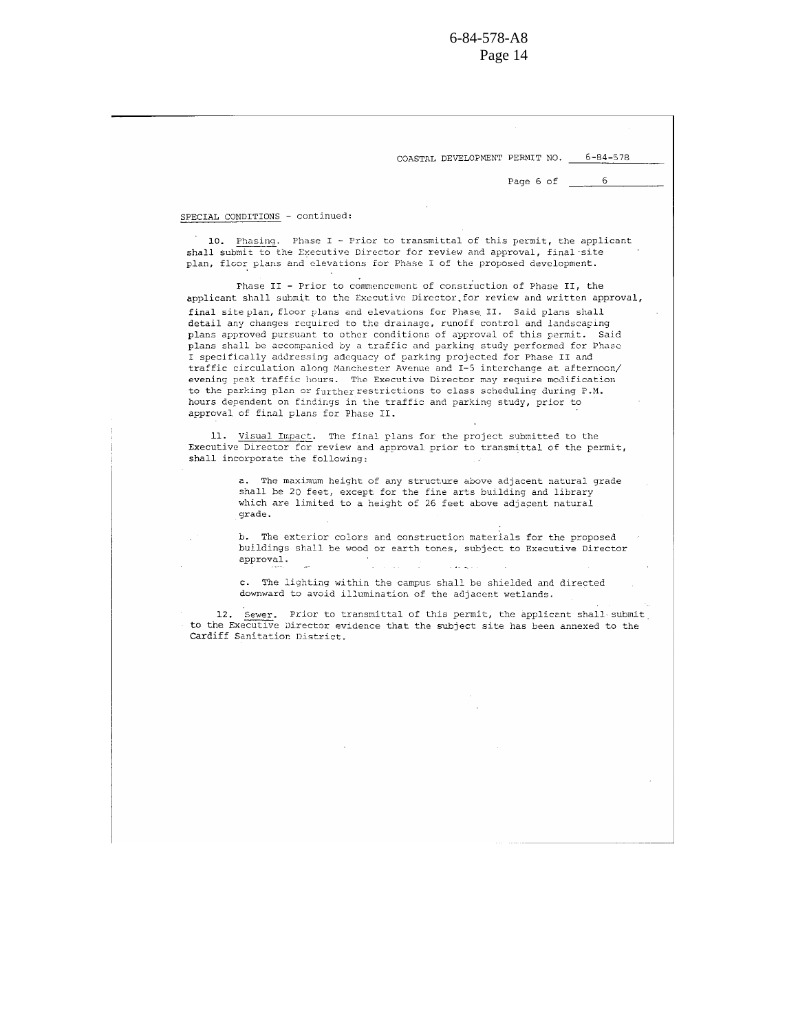COASTAL DEVELOPMENT PERMIT NO. 6-84-578

Page 6 of 6

SPECIAL CONDITIONS - continued:

10. Phasing. Phase I - Prior to transmittal of this permit, the applicant shall submit to the Executive Director for review and approval, final site plan, floor plans and elevations for Phase I of the proposed development.

Phase II - Prior to commencement of construction of Phase II, the applicant shall submit to the Executive Director for review and written approval, final site plan, floor plans and elevations for Phase II. Said plans shall detail any changes required to the drainage, runoff control and landscaping plans approved pursuant to other conditions of approval of this permit. Said plans shall be accompanied by a traffic and parking study performed for Phase I specifically addressing adequacy of parking projected for Phase II and traffic circulation along Manchester Avenue and I-5 interchange at afternoon/evening peak traffic hours. The Executive Director may require modification to the parking plan or further restrictions to class scheduling during P.M. hours dependent on findings in the traffic and parking study, prior to approval of final plans for Phase II.

11. Visual Impact. The final plans for the project submitted to the Executive Director for review and approval prior to transmittal of the permit, shall incorporate the following:

a. The maximum height of any structure above adjacent natural grade shall be 20 feet, except for the fine arts building and library which are limited to a height of 26 feet above adjacent natural grade.

b. The exterior colors and construction materials for the proposed buildings shall be wood or earth tones, subject to Executive Director approval.

c. The lighting within the campus shall be shielded and directed downward to avoid illumination of the adjacent wetlands.

12. Sewer. Prior to transmittal of this permit, the applicant shall submit to the Executive Director evidence that the subject site has been annexed to the Cardiff Sanitation District.